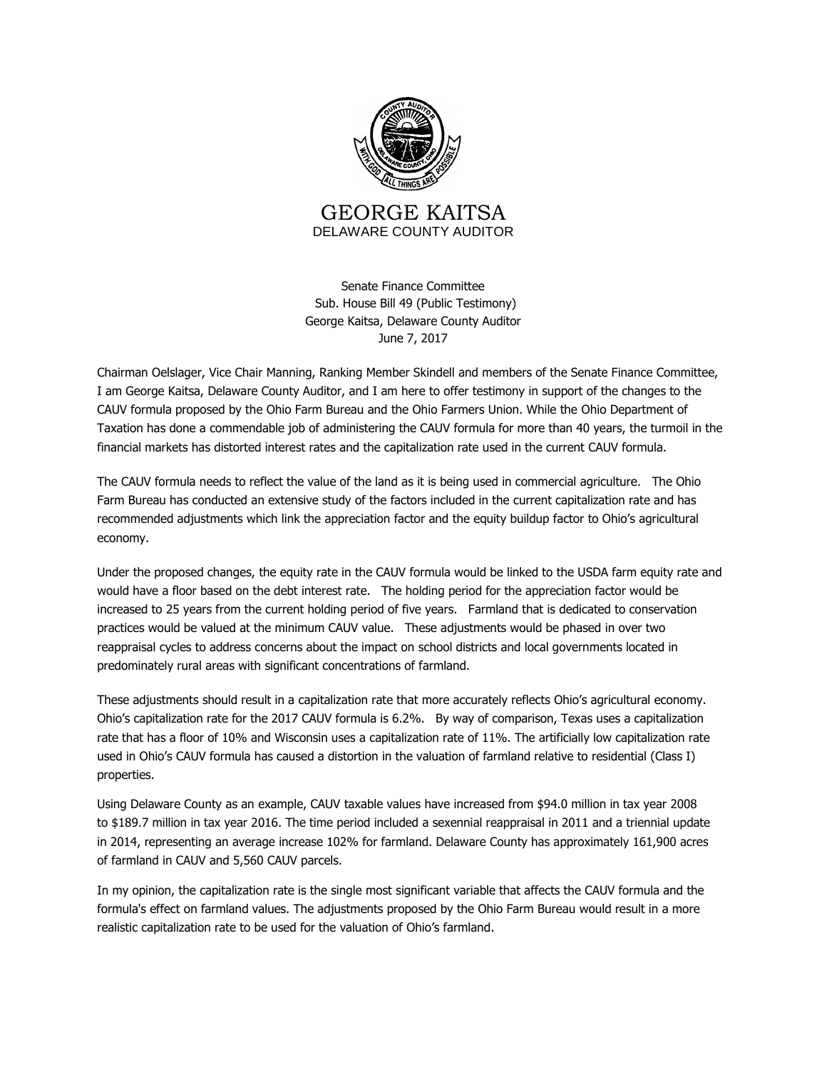# GEORGE KAITSA

DELAWARE COUNTY AUDITOR

Senate Finance Committee
Sub. House Bill 49 (Public Testimony)
George Kaitsa, Delaware County Auditor
June 7, 2017

Chairman Oelslager, Vice Chair Manning, Ranking Member Skindell and members of the Senate Finance Committee, I am George Kaitsa, Delaware County Auditor, and I am here to offer testimony in support of the changes to the CAUV formula proposed by the Ohio Farm Bureau and the Ohio Farmers Union. While the Ohio Department of Taxation has done a commendable job of administering the CAUV formula for more than 40 years, the turmoil in the financial markets has distorted interest rates and the capitalization rate used in the current CAUV formula.

The CAUV formula needs to reflect the value of the land as it is being used in commercial agriculture. The Ohio Farm Bureau has conducted an extensive study of the factors included in the current capitalization rate and has recommended adjustments which link the appreciation factor and the equity buildup factor to Ohio's agricultural economy.

Under the proposed changes, the equity rate in the CAUV formula would be linked to the USDA farm equity rate and would have a floor based on the debt interest rate. The holding period for the appreciation factor would be increased to 25 years from the current holding period of five years. Farmland that is dedicated to conservation practices would be valued at the minimum CAUV value. These adjustments would be phased in over two reappraisal cycles to address concerns about the impact on school districts and local governments located in predominately rural areas with significant concentrations of farmland.

These adjustments should result in a capitalization rate that more accurately reflects Ohio's agricultural economy. Ohio's capitalization rate for the 2017 CAUV formula is 6.2%. By way of comparison, Texas uses a capitalization rate that has a floor of 10% and Wisconsin uses a capitalization rate of 11%. The artificially low capitalization rate used in Ohio's CAUV formula has caused a distortion in the valuation of farmland relative to residential (Class I) properties.

Using Delaware County as an example, CAUV taxable values have increased from $94.0 million in tax year 2008 to $189.7 million in tax year 2016. The time period included a sexennial reappraisal in 2011 and a triennial update in 2014, representing an average increase 102% for farmland. Delaware County has approximately 161,900 acres of farmland in CAUV and 5,560 CAUV parcels.

In my opinion, the capitalization rate is the single most significant variable that affects the CAUV formula and the formula's effect on farmland values. The adjustments proposed by the Ohio Farm Bureau would result in a more realistic capitalization rate to be used for the valuation of Ohio's farmland.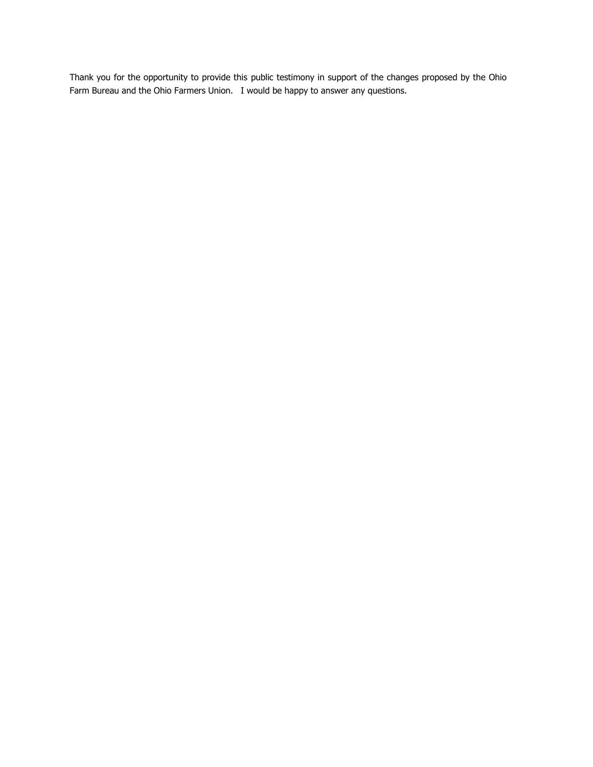Thank you for the opportunity to provide this public testimony in support of the changes proposed by the Ohio Farm Bureau and the Ohio Farmers Union. I would be happy to answer any questions.